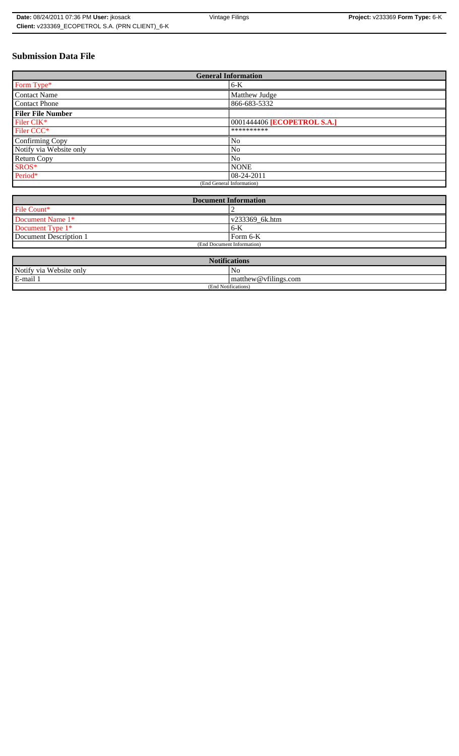# Submission Data File

| General Information | |
|---|---|
| Form Type* | 6-K |
| Contact Name | Matthew Judge |
| Contact Phone | 866-683-5332 |
| **Filer File Number** | |
| Filer CIK* | 0001444406 **[ECOPETROL S.A.]** |
| Filer CCC* | ********** |
| Confirming Copy | No |
| Notify via Website only | No |
| Return Copy | No |
| SROS* | NONE |
| Period* | 08-24-2011 |
| (End General Information) | |

| Document Information | |
|---|---|
| File Count* | 2 |
| Document Name 1* | v233369_6k.htm |
| Document Type 1* | 6-K |
| Document Description 1 | Form 6-K |
| (End Document Information) | |

| Notifications | |
|---|---|
| Notify via Website only | No |
| E-mail 1 | matthew@vfilings.com |
| (End Notifications) | |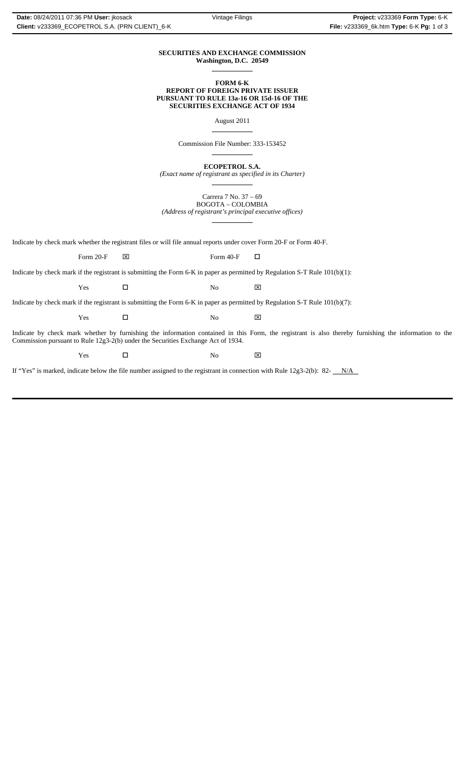**SECURITIES AND EXCHANGE COMMISSION**
**Washington, D.C. 20549**

---

**FORM 6-K**
**REPORT OF FOREIGN PRIVATE ISSUER**
**PURSUANT TO RULE 13a-16 OR 15d-16 OF THE**
**SECURITIES EXCHANGE ACT OF 1934**

August 2011

---

Commission File Number: 333-153452

---

**ECOPETROL S.A.**
*(Exact name of registrant as specified in its Charter)*

---

Carrera 7 No. 37 – 69
BOGOTA – COLOMBIA
*(Address of registrant's principal executive offices)*

---

Indicate by check mark whether the registrant files or will file annual reports under cover Form 20-F or Form 40-F.

Form 20-F ☒ Form 40-F ☐

Indicate by check mark if the registrant is submitting the Form 6-K in paper as permitted by Regulation S-T Rule 101(b)(1):

Yes ☐ No ☒

Indicate by check mark if the registrant is submitting the Form 6-K in paper as permitted by Regulation S-T Rule 101(b)(7):

Yes ☐ No ☒

Indicate by check mark whether by furnishing the information contained in this Form, the registrant is also thereby furnishing the information to the Commission pursuant to Rule 12g3-2(b) under the Securities Exchange Act of 1934.

Yes ☐ No ☒

If "Yes" is marked, indicate below the file number assigned to the registrant in connection with Rule 12g3-2(b): 82- N/A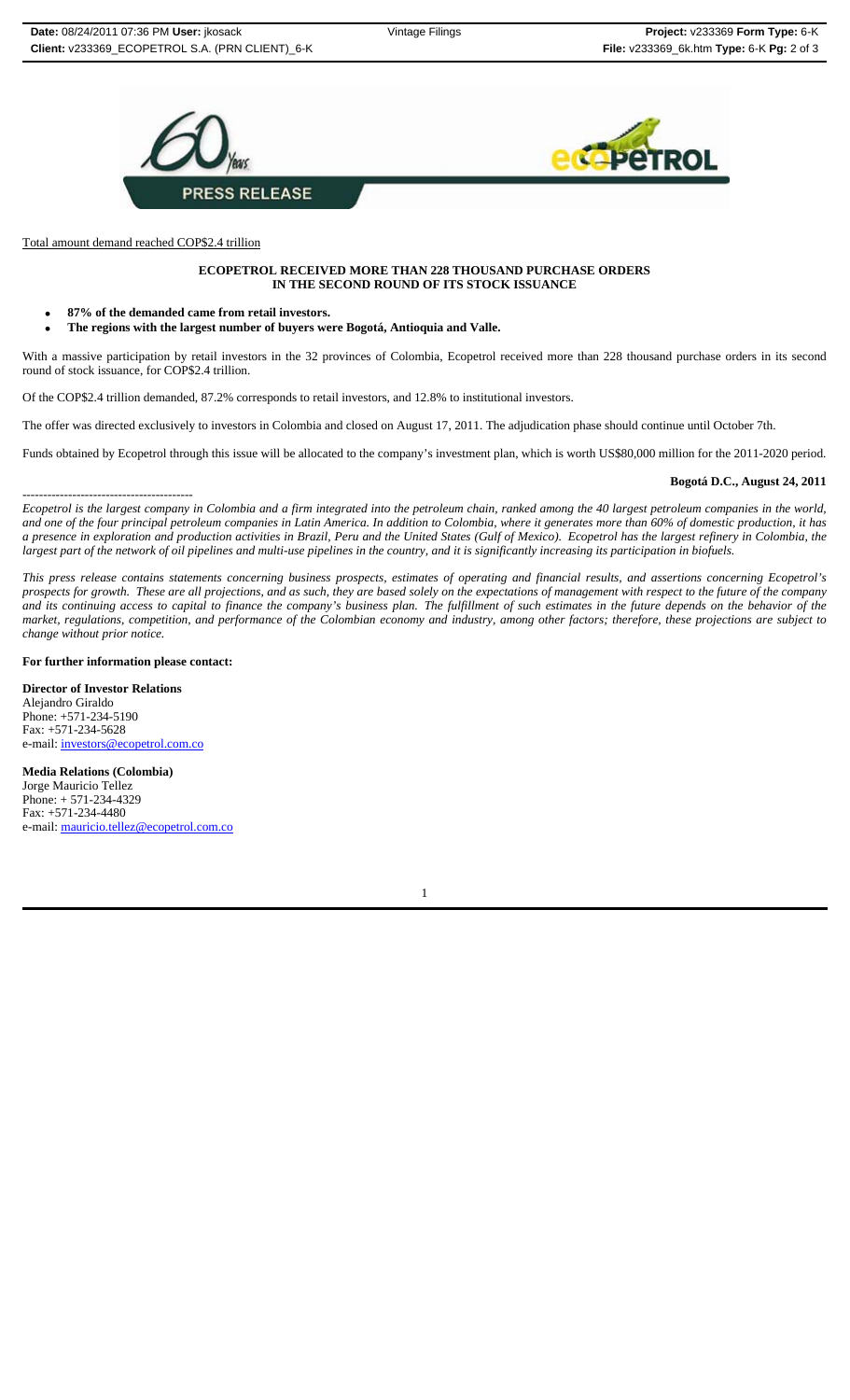PRESS RELEASE

Total amount demand reached COP$2.4 trillion

**ECOPETROL RECEIVED MORE THAN 228 THOUSAND PURCHASE ORDERS IN THE SECOND ROUND OF ITS STOCK ISSUANCE**

- **87% of the demanded came from retail investors.**
- **The regions with the largest number of buyers were Bogotá, Antioquia and Valle.**

With a massive participation by retail investors in the 32 provinces of Colombia, Ecopetrol received more than 228 thousand purchase orders in its second round of stock issuance, for COP$2.4 trillion.

Of the COP$2.4 trillion demanded, 87.2% corresponds to retail investors, and 12.8% to institutional investors.

The offer was directed exclusively to investors in Colombia and closed on August 17, 2011. The adjudication phase should continue until October 7th.

Funds obtained by Ecopetrol through this issue will be allocated to the company's investment plan, which is worth US$80,000 million for the 2011-2020 period.

**Bogotá D.C., August 24, 2011**

-----------------------------------------

*Ecopetrol is the largest company in Colombia and a firm integrated into the petroleum chain, ranked among the 40 largest petroleum companies in the world, and one of the four principal petroleum companies in Latin America. In addition to Colombia, where it generates more than 60% of domestic production, it has a presence in exploration and production activities in Brazil, Peru and the United States (Gulf of Mexico). Ecopetrol has the largest refinery in Colombia, the largest part of the network of oil pipelines and multi-use pipelines in the country, and it is significantly increasing its participation in biofuels.*

*This press release contains statements concerning business prospects, estimates of operating and financial results, and assertions concerning Ecopetrol's prospects for growth. These are all projections, and as such, they are based solely on the expectations of management with respect to the future of the company and its continuing access to capital to finance the company's business plan. The fulfillment of such estimates in the future depends on the behavior of the market, regulations, competition, and performance of the Colombian economy and industry, among other factors; therefore, these projections are subject to change without prior notice.*

**For further information please contact:**

**Director of Investor Relations**
Alejandro Giraldo
Phone: +571-234-5190
Fax: +571-234-5628
e-mail: investors@ecopetrol.com.co

**Media Relations (Colombia)**
Jorge Mauricio Tellez
Phone: + 571-234-4329
Fax: +571-234-4480
e-mail: mauricio.tellez@ecopetrol.com.co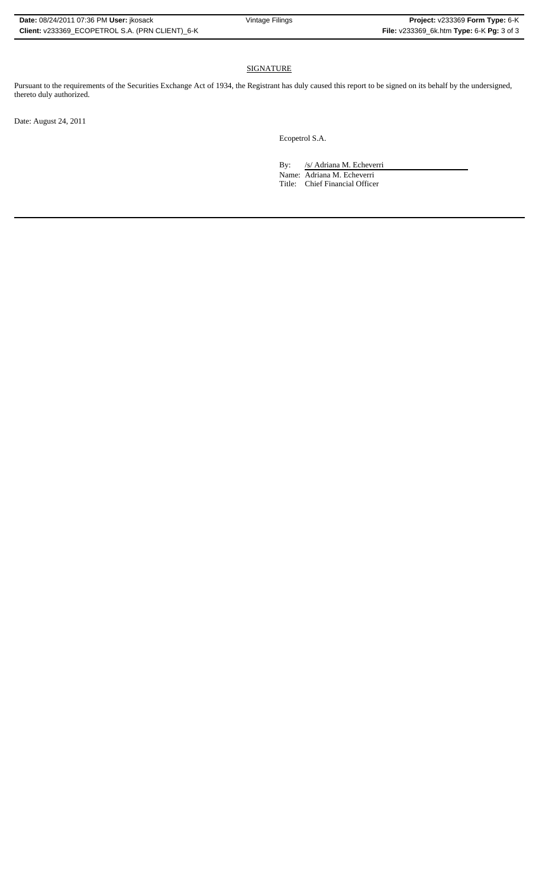SIGNATURE

Pursuant to the requirements of the Securities Exchange Act of 1934, the Registrant has duly caused this report to be signed on its behalf by the undersigned, thereto duly authorized.

Date: August 24, 2011

Ecopetrol S.A.

By: /s/ Adriana M. Echeverri

Name: Adriana M. Echeverri

Title: Chief Financial Officer